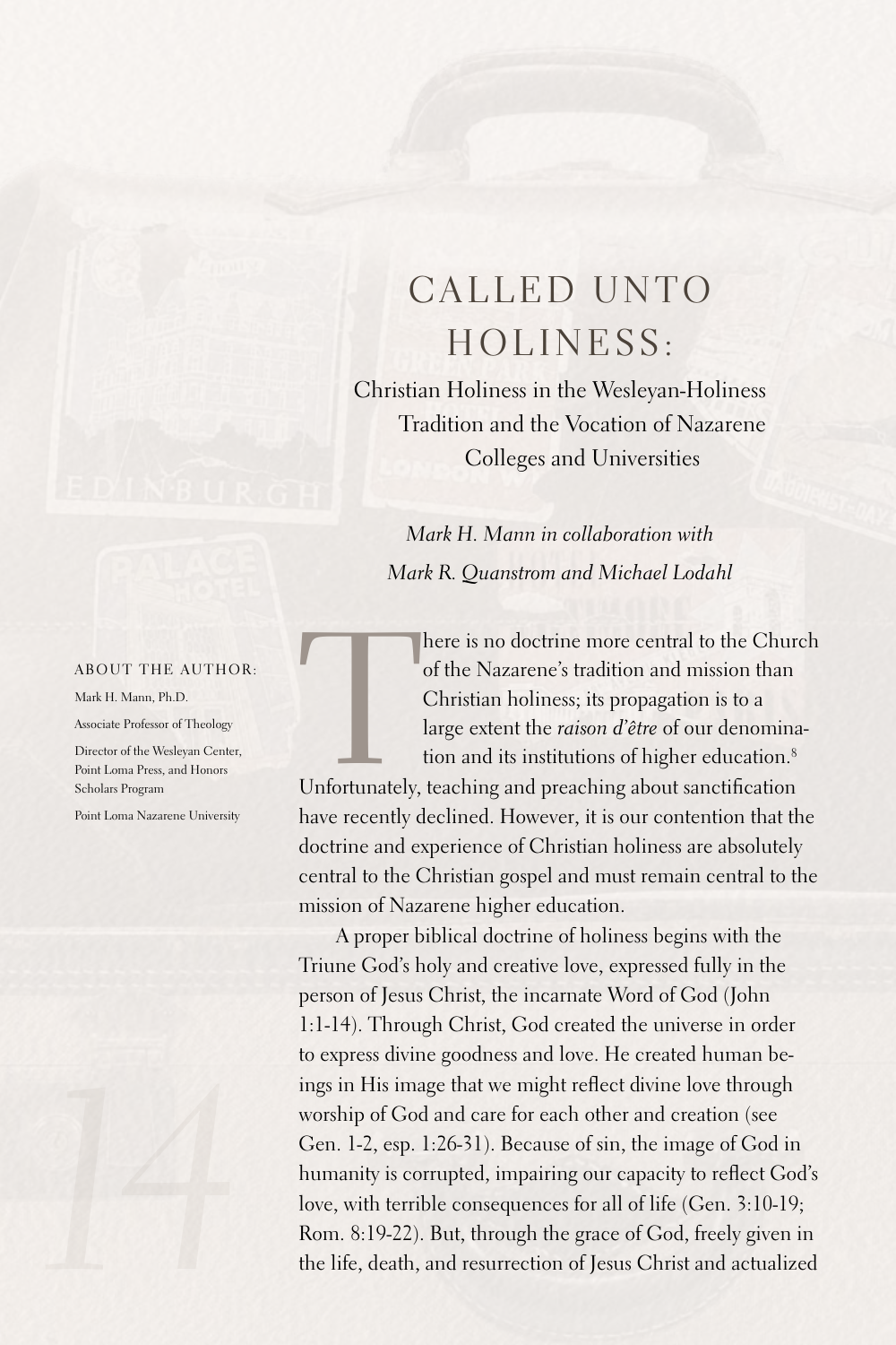# CALLED UNTO HOLINESS:

## Christian Holiness in the Wesleyan-Holiness Tradition and the Vocation of Nazarene Colleges and Universities

*Mark H. Mann in collaboration with Mark R. Quanstrom and Michael Lodahl*

ABOUT THE AUTHOR:

Mark H. Mann, Ph.D.

Associate Professor of Theology

Director of the Wesleyan Center, Point Loma Press, and Honors Scholars Program

Point Loma Nazarene University

There is no doctrine more central to the Church of the Nazarene's tradition and mission than Christian holiness; its propagation is to a large extent the *raison d'être* of our denomination and its institutions of higher education.[8] Unfortunately, teaching and preaching about sanctification have recently declined. However, it is our contention that the doctrine and experience of Christian holiness are absolutely central to the Christian gospel and must remain central to the mission of Nazarene higher education.

A proper biblical doctrine of holiness begins with the Triune God's holy and creative love, expressed fully in the person of Jesus Christ, the incarnate Word of God (John 1:1-14). Through Christ, God created the universe in order to express divine goodness and love. He created human beings in His image that we might reflect divine love through worship of God and care for each other and creation (see Gen. 1-2, esp. 1:26-31). Because of sin, the image of God in humanity is corrupted, impairing our capacity to reflect God's love, with terrible consequences for all of life (Gen. 3:10-19; Rom. 8:19-22). But, through the grace of God, freely given in the life, death, and resurrection of Jesus Christ and actualized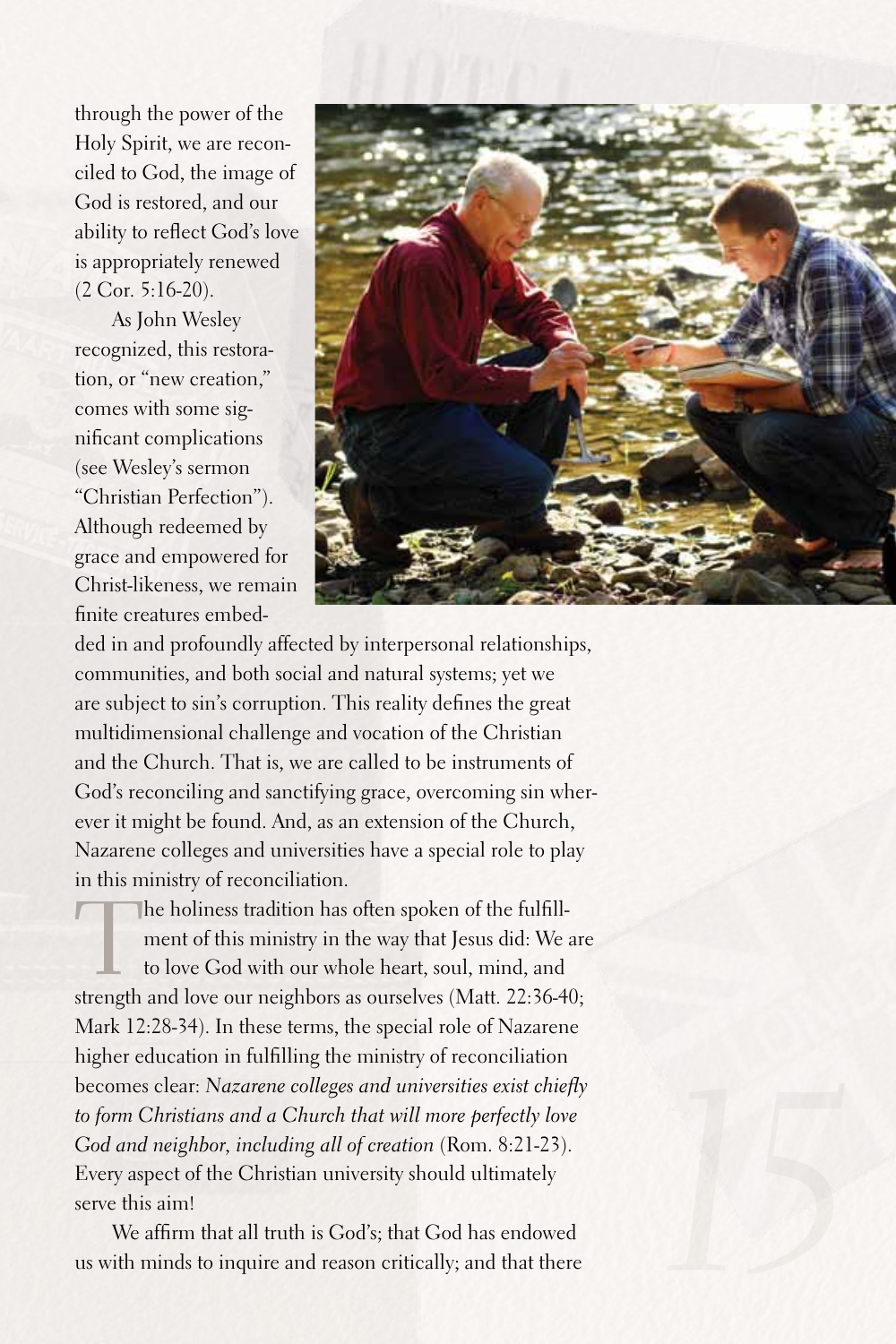through the power of the Holy Spirit, we are reconciled to God, the image of God is restored, and our ability to reflect God's love is appropriately renewed (2 Cor. 5:16-20).

As John Wesley recognized, this restoration, or "new creation," comes with some significant complications (see Wesley's sermon "Christian Perfection"). Although redeemed by grace and empowered for Christ-likeness, we remain finite creatures embedded in and profoundly affected by interpersonal relationships, communities, and both social and natural systems; yet we are subject to sin's corruption. This reality defines the great multidimensional challenge and vocation of the Christian and the Church. That is, we are called to be instruments of God's reconciling and sanctifying grace, overcoming sin wherever it might be found. And, as an extension of the Church, Nazarene colleges and universities have a special role to play in this ministry of reconciliation.

The holiness tradition has often spoken of the fulfillment of this ministry in the way that Jesus did: We are to love God with our whole heart, soul, mind, and strength and love our neighbors as ourselves (Matt. 22:36-40; Mark 12:28-34). In these terms, the special role of Nazarene higher education in fulfilling the ministry of reconciliation becomes clear: *Nazarene colleges and universities exist chiefly to form Christians and a Church that will more perfectly love God and neighbor, including all of creation* (Rom. 8:21-23). Every aspect of the Christian university should ultimately serve this aim!

We affirm that all truth is God's; that God has endowed us with minds to inquire and reason critically; and that there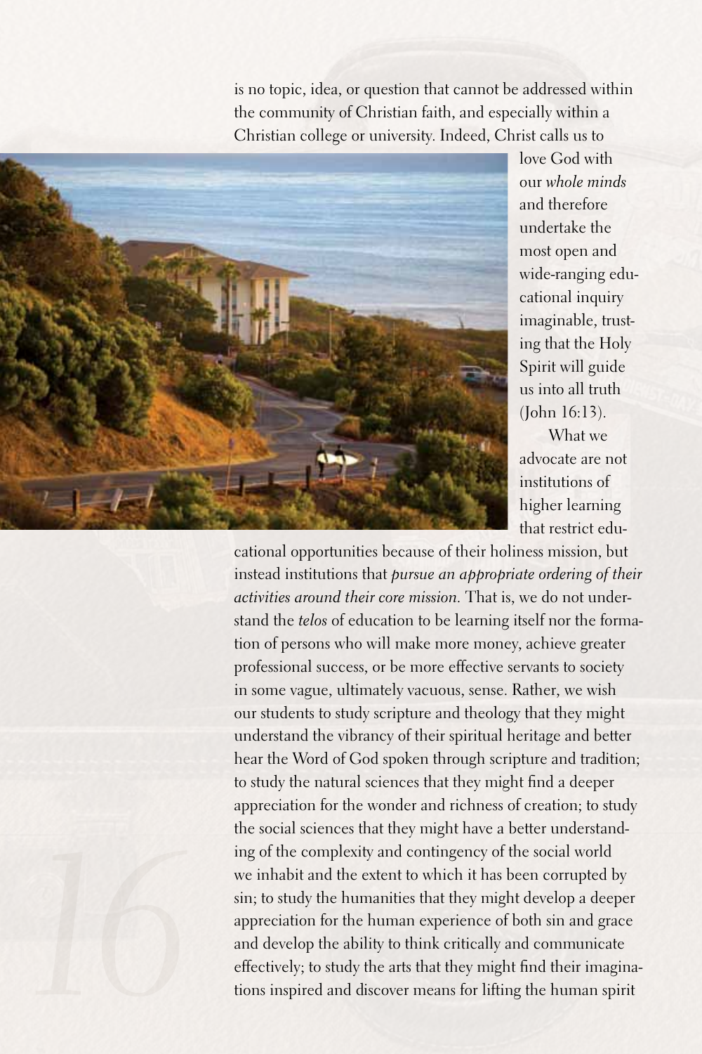is no topic, idea, or question that cannot be addressed within the community of Christian faith, and especially within a Christian college or university. Indeed, Christ calls us to love God with our *whole minds* and therefore undertake the most open and wide-ranging educational inquiry imaginable, trusting that the Holy Spirit will guide us into all truth (John 16:13).

What we advocate are not institutions of higher learning that restrict educational opportunities because of their holiness mission, but instead institutions that *pursue an appropriate ordering of their activities around their core mission.* That is, we do not understand the *telos* of education to be learning itself nor the formation of persons who will make more money, achieve greater professional success, or be more effective servants to society in some vague, ultimately vacuous, sense. Rather, we wish our students to study scripture and theology that they might understand the vibrancy of their spiritual heritage and better hear the Word of God spoken through scripture and tradition; to study the natural sciences that they might find a deeper appreciation for the wonder and richness of creation; to study the social sciences that they might have a better understanding of the complexity and contingency of the social world we inhabit and the extent to which it has been corrupted by sin; to study the humanities that they might develop a deeper appreciation for the human experience of both sin and grace and develop the ability to think critically and communicate effectively; to study the arts that they might find their imaginations inspired and discover means for lifting the human spirit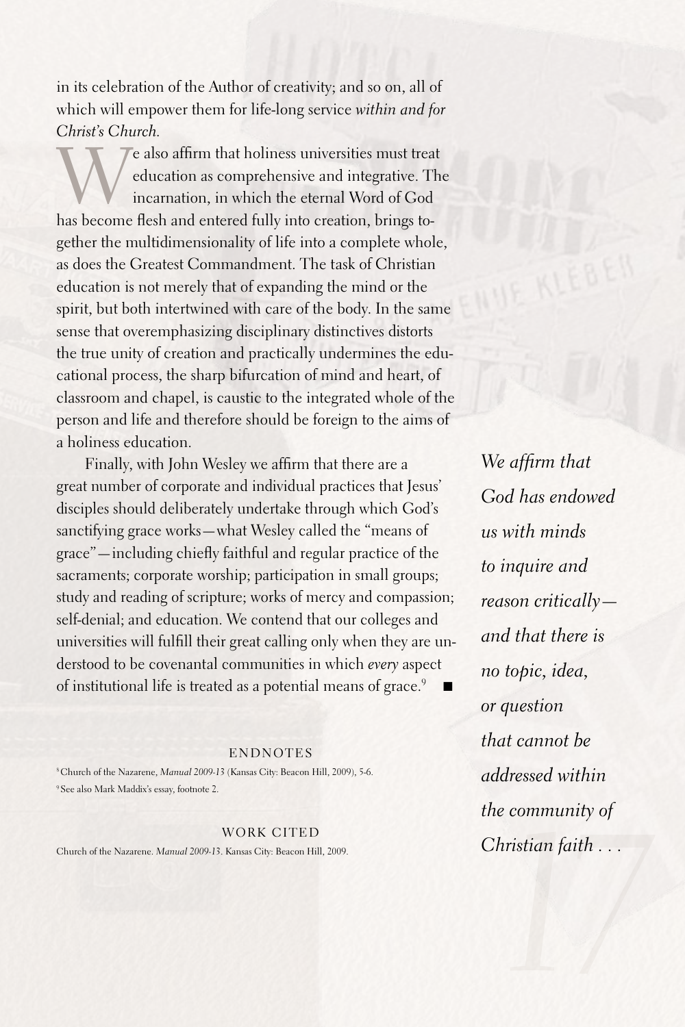in its celebration of the Author of creativity; and so on, all of which will empower them for life-long service *within and for Christ's Church.*

We also affirm that holiness universities must treat education as comprehensive and integrative. The incarnation, in which the eternal Word of God has become flesh and entered fully into creation, brings together the multidimensionality of life into a complete whole, as does the Greatest Commandment. The task of Christian education is not merely that of expanding the mind or the spirit, but both intertwined with care of the body. In the same sense that overemphasizing disciplinary distinctives distorts the true unity of creation and practically undermines the educational process, the sharp bifurcation of mind and heart, of classroom and chapel, is caustic to the integrated whole of the person and life and therefore should be foreign to the aims of a holiness education.

Finally, with John Wesley we affirm that there are a great number of corporate and individual practices that Jesus' disciples should deliberately undertake through which God's sanctifying grace works—what Wesley called the "means of grace"—including chiefly faithful and regular practice of the sacraments; corporate worship; participation in small groups; study and reading of scripture; works of mercy and compassion; self-denial; and education. We contend that our colleges and universities will fulfill their great calling only when they are understood to be covenantal communities in which *every* aspect of institutional life is treated as a potential means of grace.[9] ■

*We affirm that God has endowed us with minds to inquire and reason critically—and that there is no topic, idea, or question that cannot be addressed within the community of Christian faith . . .*

## ENDNOTES

[8] Church of the Nazarene, *Manual 2009-13* (Kansas City: Beacon Hill, 2009), 5-6.

[9] See also Mark Maddix's essay, footnote 2.

## WORK CITED

Church of the Nazarene. *Manual 2009-13*. Kansas City: Beacon Hill, 2009.